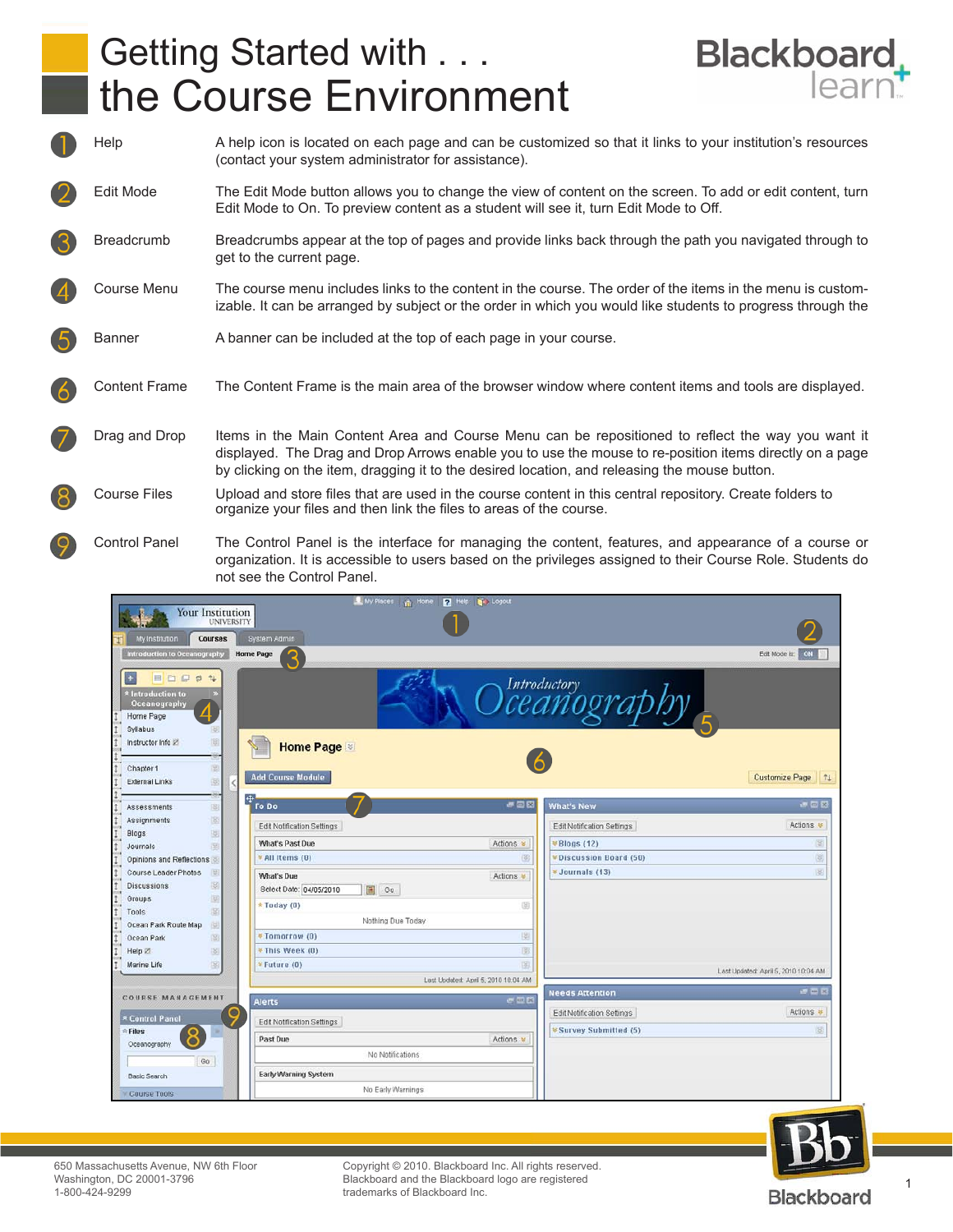# Getting Started with . . . the Course Environment

| | | |
|---|---|---|
| 1 | Help | A help icon is located on each page and can be customized so that it links to your institution's resources (contact your system administrator for assistance). |
| 2 | Edit Mode | The Edit Mode button allows you to change the view of content on the screen. To add or edit content, turn Edit Mode to On. To preview content as a student will see it, turn Edit Mode to Off. |
| 3 | Breadcrumb | Breadcrumbs appear at the top of pages and provide links back through the path you navigated through to get to the current page. |
| 4 | Course Menu | The course menu includes links to the content in the course. The order of the items in the menu is customizable. It can be arranged by subject or the order in which you would like students to progress through the |
| 5 | Banner | A banner can be included at the top of each page in your course. |
| 6 | Content Frame | The Content Frame is the main area of the browser window where content items and tools are displayed. |
| 7 | Drag and Drop | Items in the Main Content Area and Course Menu can be repositioned to reflect the way you want it displayed. The Drag and Drop Arrows enable you to use the mouse to re-position items directly on a page by clicking on the item, dragging it to the desired location, and releasing the mouse button. |
| 8 | Course Files | Upload and store files that are used in the course content in this central repository. Create folders to organize your files and then link the files to areas of the course. |
| 9 | Control Panel | The Control Panel is the interface for managing the content, features, and appearance of a course or organization. It is accessible to users based on the privileges assigned to their Course Role. Students do not see the Control Panel. |

650 Massachusetts Avenue, NW 6th Floor
Washington, DC 20001-3796
1-800-424-9299

Copyright © 2010. Blackboard Inc. All rights reserved.
Blackboard and the Blackboard logo are registered trademarks of Blackboard Inc.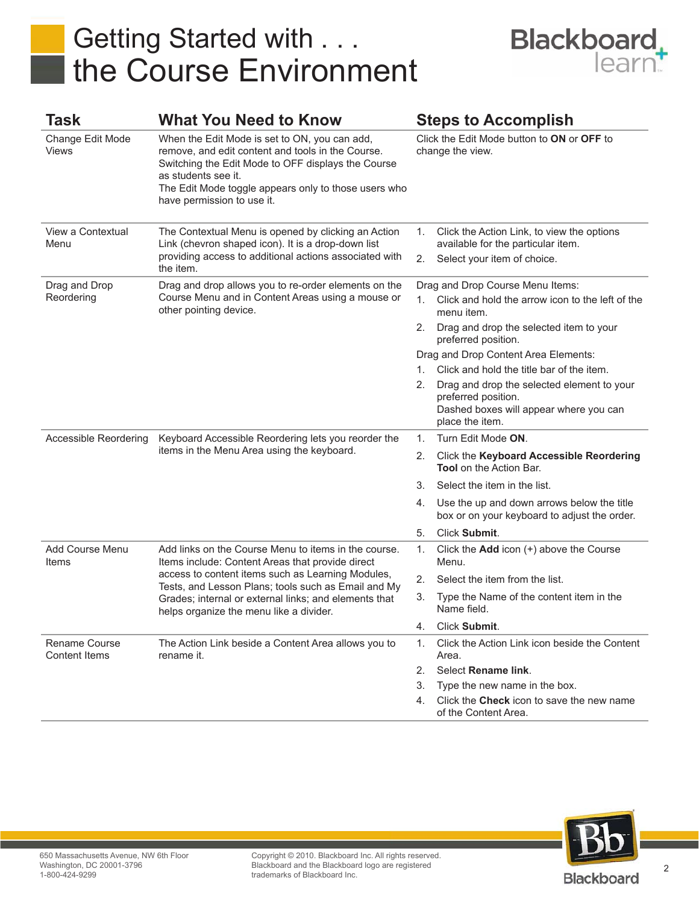# Getting Started with . . . the Course Environment

| Task | What You Need to Know | Steps to Accomplish |
|---|---|---|
| Change Edit Mode Views | When the Edit Mode is set to ON, you can add, remove, and edit content and tools in the Course. Switching the Edit Mode to OFF displays the Course as students see it.<br>The Edit Mode toggle appears only to those users who have permission to use it. | Click the Edit Mode button to **ON** or **OFF** to change the view. |
| View a Contextual Menu | The Contextual Menu is opened by clicking an Action Link (chevron shaped icon). It is a drop-down list providing access to additional actions associated with the item. | 1. Click the Action Link, to view the options available for the particular item.<br>2. Select your item of choice. |
| Drag and Drop Reordering | Drag and drop allows you to re-order elements on the Course Menu and in Content Areas using a mouse or other pointing device. | Drag and Drop Course Menu Items:<br>1. Click and hold the arrow icon to the left of the menu item.<br>2. Drag and drop the selected item to your preferred position.<br>Drag and Drop Content Area Elements:<br>1. Click and hold the title bar of the item.<br>2. Drag and drop the selected element to your preferred position. Dashed boxes will appear where you can place the item. |
| Accessible Reordering | Keyboard Accessible Reordering lets you reorder the items in the Menu Area using the keyboard. | 1. Turn Edit Mode **ON**.<br>2. Click the **Keyboard Accessible Reordering Tool** on the Action Bar.<br>3. Select the item in the list.<br>4. Use the up and down arrows below the title box or on your keyboard to adjust the order.<br>5. Click **Submit**. |
| Add Course Menu Items | Add links on the Course Menu to items in the course. Items include: Content Areas that provide direct access to content items such as Learning Modules, Tests, and Lesson Plans; tools such as Email and My Grades; internal or external links; and elements that helps organize the menu like a divider. | 1. Click the **Add** icon (+) above the Course Menu.<br>2. Select the item from the list.<br>3. Type the Name of the content item in the Name field.<br>4. Click **Submit**. |
| Rename Course Content Items | The Action Link beside a Content Area allows you to rename it. | 1. Click the Action Link icon beside the Content Area.<br>2. Select **Rename link**.<br>3. Type the new name in the box.<br>4. Click the **Check** icon to save the new name of the Content Area. |

650 Massachusetts Avenue, NW 6th Floor
Washington, DC 20001-3796
1-800-424-9299

Copyright © 2010. Blackboard Inc. All rights reserved. Blackboard and the Blackboard logo are registered trademarks of Blackboard Inc.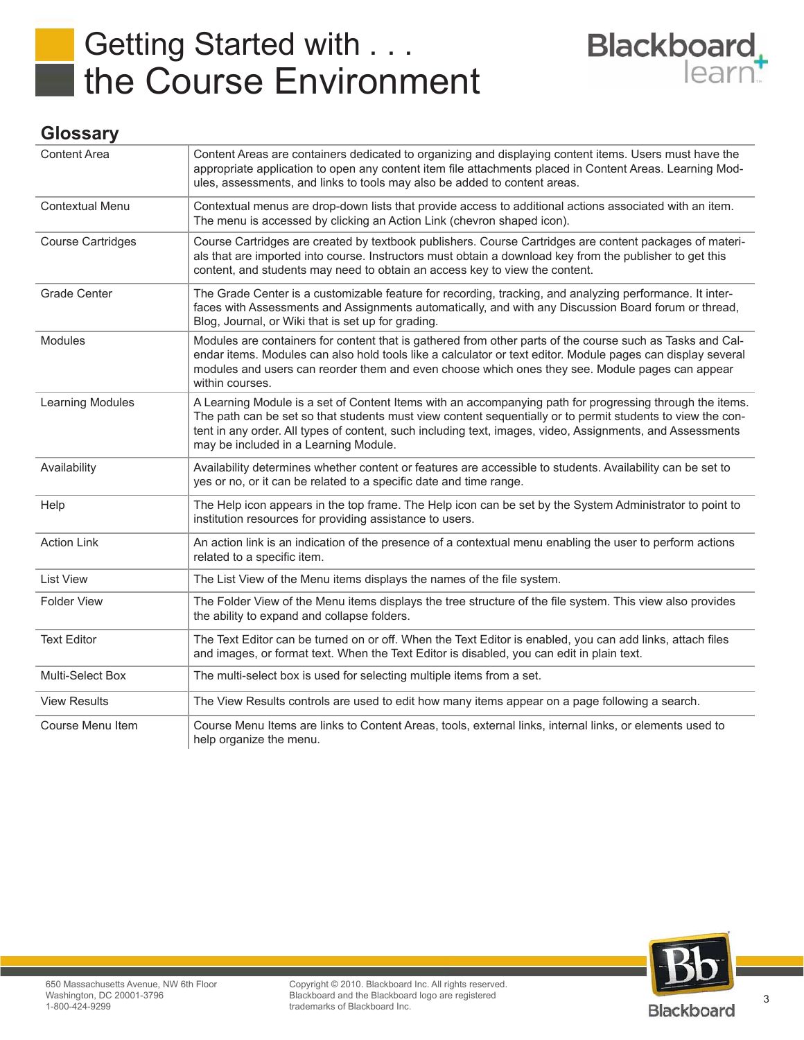# Getting Started with . . . the Course Environment

## Glossary

| | |
|---|---|
| Content Area | Content Areas are containers dedicated to organizing and displaying content items. Users must have the appropriate application to open any content item file attachments placed in Content Areas. Learning Modules, assessments, and links to tools may also be added to content areas. |
| Contextual Menu | Contextual menus are drop-down lists that provide access to additional actions associated with an item. The menu is accessed by clicking an Action Link (chevron shaped icon). |
| Course Cartridges | Course Cartridges are created by textbook publishers. Course Cartridges are content packages of materials that are imported into course. Instructors must obtain a download key from the publisher to get this content, and students may need to obtain an access key to view the content. |
| Grade Center | The Grade Center is a customizable feature for recording, tracking, and analyzing performance. It interfaces with Assessments and Assignments automatically, and with any Discussion Board forum or thread, Blog, Journal, or Wiki that is set up for grading. |
| Modules | Modules are containers for content that is gathered from other parts of the course such as Tasks and Calendar items. Modules can also hold tools like a calculator or text editor. Module pages can display several modules and users can reorder them and even choose which ones they see. Module pages can appear within courses. |
| Learning Modules | A Learning Module is a set of Content Items with an accompanying path for progressing through the items. The path can be set so that students must view content sequentially or to permit students to view the content in any order. All types of content, such including text, images, video, Assignments, and Assessments may be included in a Learning Module. |
| Availability | Availability determines whether content or features are accessible to students. Availability can be set to yes or no, or it can be related to a specific date and time range. |
| Help | The Help icon appears in the top frame. The Help icon can be set by the System Administrator to point to institution resources for providing assistance to users. |
| Action Link | An action link is an indication of the presence of a contextual menu enabling the user to perform actions related to a specific item. |
| List View | The List View of the Menu items displays the names of the file system. |
| Folder View | The Folder View of the Menu items displays the tree structure of the file system. This view also provides the ability to expand and collapse folders. |
| Text Editor | The Text Editor can be turned on or off. When the Text Editor is enabled, you can add links, attach files and images, or format text. When the Text Editor is disabled, you can edit in plain text. |
| Multi-Select Box | The multi-select box is used for selecting multiple items from a set. |
| View Results | The View Results controls are used to edit how many items appear on a page following a search. |
| Course Menu Item | Course Menu Items are links to Content Areas, tools, external links, internal links, or elements used to help organize the menu. |

650 Massachusetts Avenue, NW 6th Floor
Washington, DC 20001-3796
1-800-424-9299

Copyright © 2010. Blackboard Inc. All rights reserved. Blackboard and the Blackboard logo are registered trademarks of Blackboard Inc.